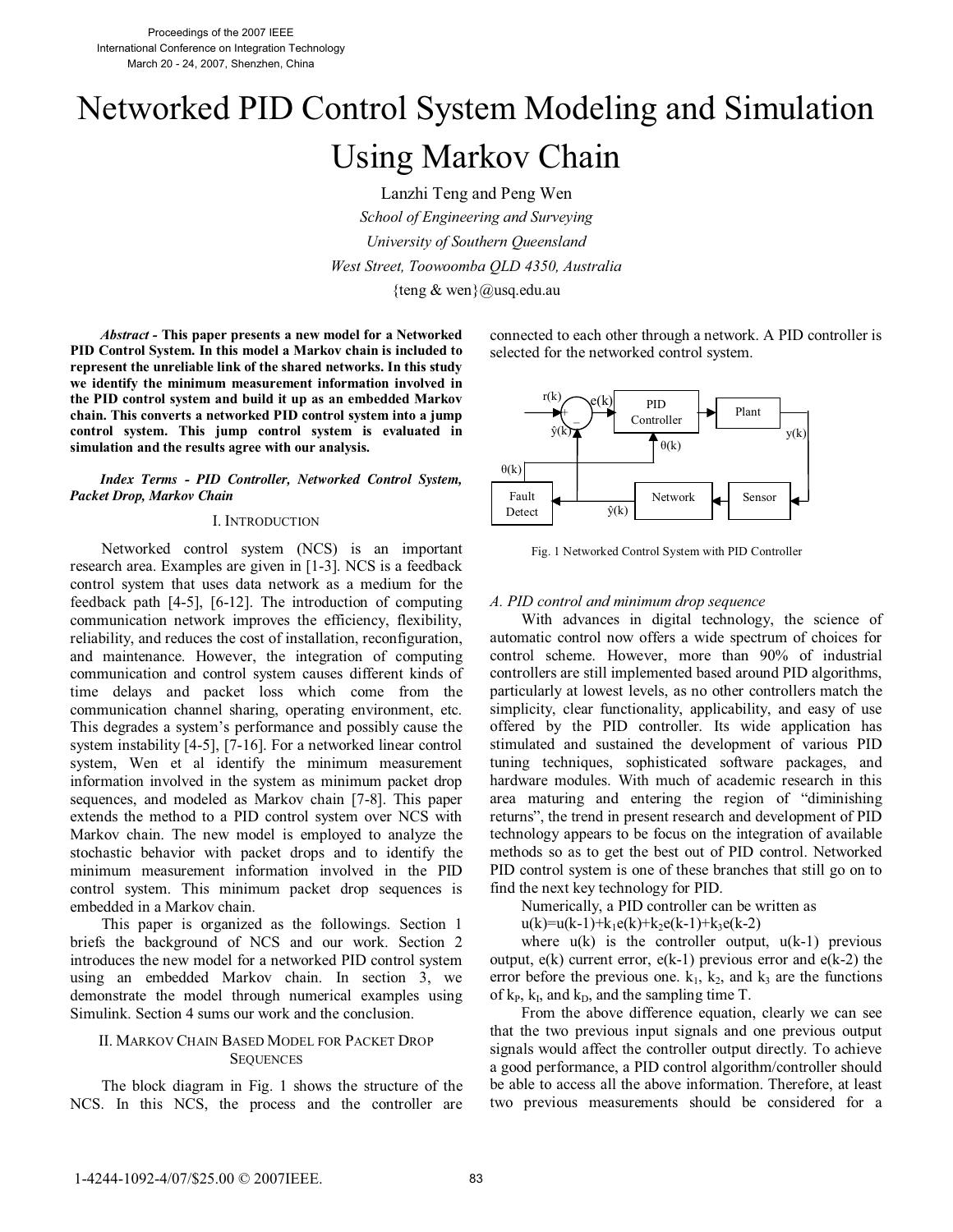# Networked PID Control System Modeling and Simulation Using Markov Chain

Lanzhi Teng and Peng Wen

*School of Engineering and Surveying*

*University of Southern Queensland*

*West Street, Toowoomba QLD 4350, Australia*

{teng & wen}@usq.edu.au

***Abstract*** **- This paper presents a new model for a Networked PID Control System. In this model a Markov chain is included to represent the unreliable link of the shared networks. In this study we identify the minimum measurement information involved in the PID control system and build it up as an embedded Markov chain. This converts a networked PID control system into a jump control system. This jump control system is evaluated in simulation and the results agree with our analysis.**

***Index Terms - PID Controller, Networked Control System, Packet Drop, Markov Chain***

## I. Introduction

Networked control system (NCS) is an important research area. Examples are given in [1-3]. NCS is a feedback control system that uses data network as a medium for the feedback path [4-5], [6-12]. The introduction of computing communication network improves the efficiency, flexibility, reliability, and reduces the cost of installation, reconfiguration, and maintenance. However, the integration of computing communication and control system causes different kinds of time delays and packet loss which come from the communication channel sharing, operating environment, etc. This degrades a system's performance and possibly cause the system instability [4-5], [7-16]. For a networked linear control system, Wen et al identify the minimum measurement information involved in the system as minimum packet drop sequences, and modeled as Markov chain [7-8]. This paper extends the method to a PID control system over NCS with Markov chain. The new model is employed to analyze the stochastic behavior with packet drops and to identify the minimum measurement information involved in the PID control system. This minimum packet drop sequences is embedded in a Markov chain.

This paper is organized as the followings. Section 1 briefs the background of NCS and our work. Section 2 introduces the new model for a networked PID control system using an embedded Markov chain. In section 3, we demonstrate the model through numerical examples using Simulink. Section 4 sums our work and the conclusion.

## II. Markov Chain Based Model for Packet Drop Sequences

The block diagram in Fig. 1 shows the structure of the NCS. In this NCS, the process and the controller are connected to each other through a network. A PID controller is selected for the networked control system.

Fig. 1 Networked Control System with PID Controller

### A. PID control and minimum drop sequence

With advances in digital technology, the science of automatic control now offers a wide spectrum of choices for control scheme. However, more than 90% of industrial controllers are still implemented based around PID algorithms, particularly at lowest levels, as no other controllers match the simplicity, clear functionality, applicability, and easy of use offered by the PID controller. Its wide application has stimulated and sustained the development of various PID tuning techniques, sophisticated software packages, and hardware modules. With much of academic research in this area maturing and entering the region of "diminishing returns", the trend in present research and development of PID technology appears to be focus on the integration of available methods so as to get the best out of PID control. Networked PID control system is one of these branches that still go on to find the next key technology for PID.

Numerically, a PID controller can be written as

$u(k)=u(k-1)+k_1e(k)+k_2e(k-1)+k_3e(k-2)$

where $u(k)$ is the controller output, $u(k-1)$ previous output, $e(k)$ current error, $e(k-1)$ previous error and $e(k-2)$ the error before the previous one. $k_1$, $k_2$, and $k_3$ are the functions of $k_P$, $k_I$, and $k_D$, and the sampling time T.

From the above difference equation, clearly we can see that the two previous input signals and one previous output signals would affect the controller output directly. To achieve a good performance, a PID control algorithm/controller should be able to access all the above information. Therefore, at least two previous measurements should be considered for a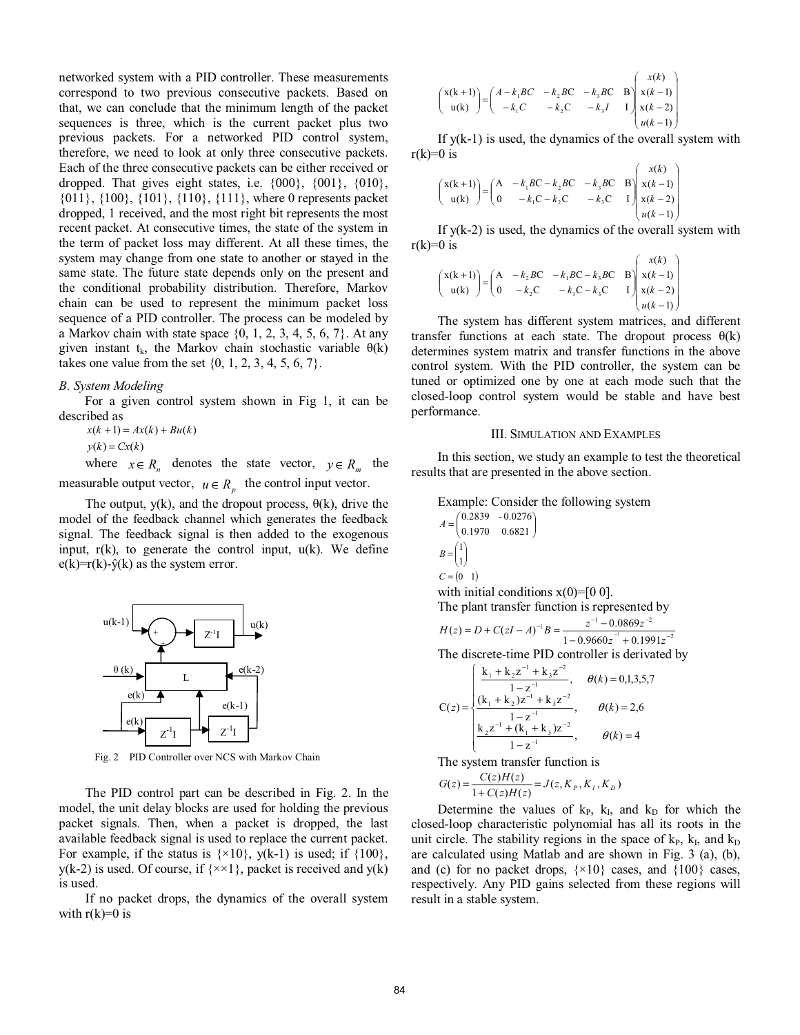networked system with a PID controller. These measurements correspond to two previous consecutive packets. Based on that, we can conclude that the minimum length of the packet sequences is three, which is the current packet plus two previous packets. For a networked PID control system, therefore, we need to look at only three consecutive packets. Each of the three consecutive packets can be either received or dropped. That gives eight states, i.e. {000}, {001}, {010}, {011}, {100}, {101}, {110}, {111}, where 0 represents packet dropped, 1 received, and the most right bit represents the most recent packet. At consecutive times, the state of the system in the term of packet loss may different. At all these times, the system may change from one state to another or stayed in the same state. The future state depends only on the present and the conditional probability distribution. Therefore, Markov chain can be used to represent the minimum packet loss sequence of a PID controller. The process can be modeled by a Markov chain with state space {0, 1, 2, 3, 4, 5, 6, 7}. At any given instant $t_k$, the Markov chain stochastic variable $\theta(k)$ takes one value from the set {0, 1, 2, 3, 4, 5, 6, 7}.

### *B. System Modeling*

For a given control system shown in Fig 1, it can be described as

$$x(k+1) = Ax(k) + Bu(k)$$
$$y(k) = Cx(k)$$

where $x \in R_n$ denotes the state vector, $y \in R_m$ the measurable output vector, $u \in R_p$ the control input vector.

The output, y(k), and the dropout process, $\theta(k)$, drive the model of the feedback channel which generates the feedback signal. The feedback signal is then added to the exogenous input, r(k), to generate the control input, u(k). We define $e(k)=r(k)-\hat{y}(k)$ as the system error.

Fig. 2 PID Controller over NCS with Markov Chain

The PID control part can be described in Fig. 2. In the model, the unit delay blocks are used for holding the previous packet signals. Then, when a packet is dropped, the last available feedback signal is used to replace the current packet. For example, if the status is {×10}, y(k-1) is used; if {100}, y(k-2) is used. Of course, if {××1}, packet is received and y(k) is used.

If no packet drops, the dynamics of the overall system with r(k)=0 is

$$\begin{pmatrix} x(k+1) \\ u(k) \end{pmatrix} = \begin{pmatrix} A-k_1BC & -k_2BC & -k_3BC & B \\ -k_1C & -k_2C & -k_3I & I \end{pmatrix} \begin{pmatrix} x(k) \\ x(k-1) \\ x(k-2) \\ u(k-1) \end{pmatrix}$$

If y(k-1) is used, the dynamics of the overall system with r(k)=0 is

$$\begin{pmatrix} x(k+1) \\ u(k) \end{pmatrix} = \begin{pmatrix} A & -k_1BC-k_2BC & -k_3BC & B \\ 0 & -k_1C-k_2C & -k_3C & I \end{pmatrix} \begin{pmatrix} x(k) \\ x(k-1) \\ x(k-2) \\ u(k-1) \end{pmatrix}$$

If y(k-2) is used, the dynamics of the overall system with r(k)=0 is

$$\begin{pmatrix} x(k+1) \\ u(k) \end{pmatrix} = \begin{pmatrix} A & -k_2BC & -k_1BC-k_3BC & B \\ 0 & -k_2C & -k_1C-k_3C & I \end{pmatrix} \begin{pmatrix} x(k) \\ x(k-1) \\ x(k-2) \\ u(k-1) \end{pmatrix}$$

The system has different system matrices, and different transfer functions at each state. The dropout process $\theta(k)$ determines system matrix and transfer functions in the above control system. With the PID controller, the system can be tuned or optimized one by one at each mode such that the closed-loop control system would be stable and have best performance.

## III. Simulation and Examples

In this section, we study an example to test the theoretical results that are presented in the above section.

Example: Consider the following system

$$A = \begin{pmatrix} 0.2839 & -0.0276 \\ 0.1970 & 0.6821 \end{pmatrix}$$

$$B = \begin{pmatrix} 1 \\ 1 \end{pmatrix}$$

$$C = \begin{pmatrix} 0 & 1 \end{pmatrix}$$

with initial conditions x(0)=[0 0].

The plant transfer function is represented by

$$H(z) = D + C(zI - A)^{-1}B = \frac{z^{-1} - 0.0869z^{-2}}{1 - 0.9660z^{-1} + 0.1991z^{-2}}$$

The discrete-time PID controller is derivated by

$$C(z) = \begin{cases} \dfrac{k_1 + k_2z^{-1} + k_3z^{-2}}{1 - z^{-1}}, & \theta(k) = 0,1,3,5,7 \\ \dfrac{(k_1 + k_2)z^{-1} + k_3z^{-2}}{1 - z^{-1}}, & \theta(k) = 2,6 \\ \dfrac{k_2z^{-1} + (k_1 + k_3)z^{-2}}{1 - z^{-1}}, & \theta(k) = 4 \end{cases}$$

The system transfer function is

$$G(z) = \frac{C(z)H(z)}{1 + C(z)H(z)} = J(z, K_P, K_I, K_D)$$

Determine the values of $k_P$, $k_I$, and $k_D$ for which the closed-loop characteristic polynomial has all its roots in the unit circle. The stability regions in the space of $k_P$, $k_I$, and $k_D$ are calculated using Matlab and are shown in Fig. 3 (a), (b), and (c) for no packet drops, {×10} cases, and {100} cases, respectively. Any PID gains selected from these regions will result in a stable system.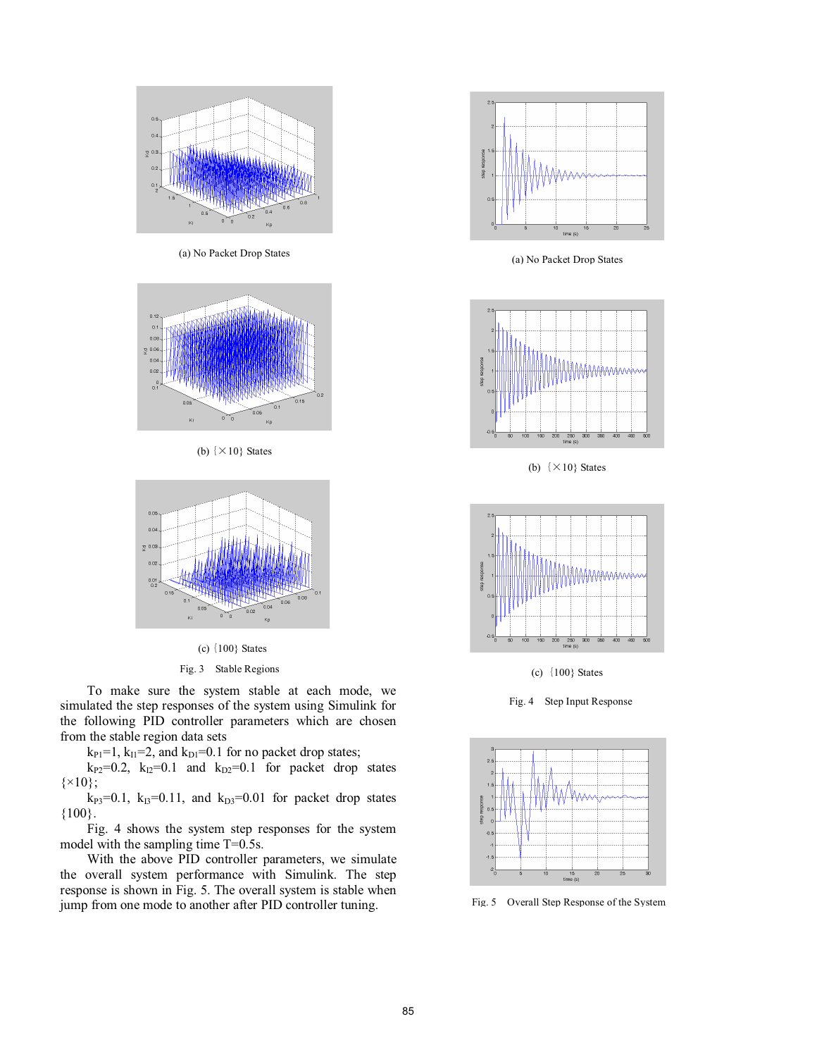(a) No Packet Drop States

(b) {×10} States

(c) {100} States

Fig. 3 Stable Regions

To make sure the system stable at each mode, we simulated the step responses of the system using Simulink for the following PID controller parameters which are chosen from the stable region data sets

$k_{P1}=1$, $k_{I1}=2$, and $k_{D1}=0.1$ for no packet drop states;

$k_{P2}=0.2$, $k_{I2}=0.1$ and $k_{D2}=0.1$ for packet drop states {×10};

$k_{P3}=0.1$, $k_{I3}=0.11$, and $k_{D3}=0.01$ for packet drop states {100}.

Fig. 4 shows the system step responses for the system model with the sampling time T=0.5s.

With the above PID controller parameters, we simulate the overall system performance with Simulink. The step response is shown in Fig. 5. The overall system is stable when jump from one mode to another after PID controller tuning.

(a) No Packet Drop States

(b) {×10} States

(c) {100} States

Fig. 4 Step Input Response

Fig. 5 Overall Step Response of the System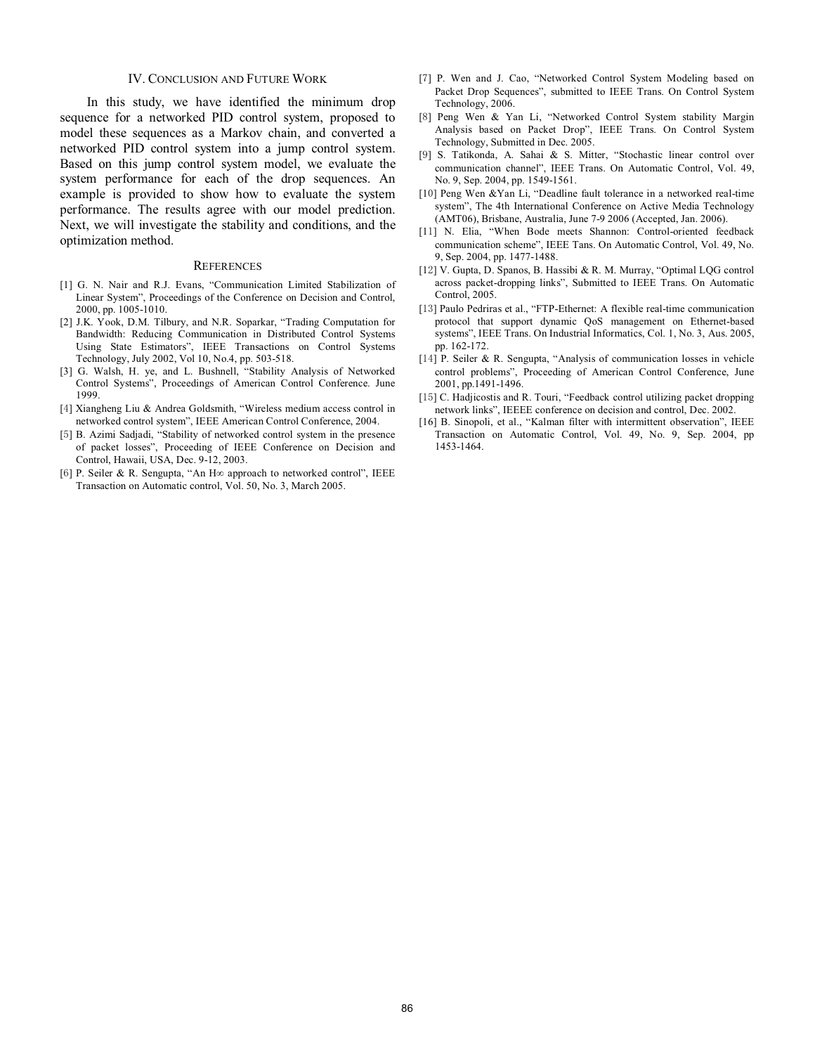## IV. Conclusion and Future Work

In this study, we have identified the minimum drop sequence for a networked PID control system, proposed to model these sequences as a Markov chain, and converted a networked PID control system into a jump control system. Based on this jump control system model, we evaluate the system performance for each of the drop sequences. An example is provided to show how to evaluate the system performance. The results agree with our model prediction. Next, we will investigate the stability and conditions, and the optimization method.

## References

[1] G. N. Nair and R.J. Evans, "Communication Limited Stabilization of Linear System", Proceedings of the Conference on Decision and Control, 2000, pp. 1005-1010.

[2] J.K. Yook, D.M. Tilbury, and N.R. Soparkar, "Trading Computation for Bandwidth: Reducing Communication in Distributed Control Systems Using State Estimators", IEEE Transactions on Control Systems Technology, July 2002, Vol 10, No.4, pp. 503-518.

[3] G. Walsh, H. ye, and L. Bushnell, "Stability Analysis of Networked Control Systems", Proceedings of American Control Conference. June 1999.

[4] Xiangheng Liu & Andrea Goldsmith, "Wireless medium access control in networked control system", IEEE American Control Conference, 2004.

[5] B. Azimi Sadjadi, "Stability of networked control system in the presence of packet losses", Proceeding of IEEE Conference on Decision and Control, Hawaii, USA, Dec. 9-12, 2003.

[6] P. Seiler & R. Sengupta, "An H∞ approach to networked control", IEEE Transaction on Automatic control, Vol. 50, No. 3, March 2005.

[7] P. Wen and J. Cao, "Networked Control System Modeling based on Packet Drop Sequences", submitted to IEEE Trans. On Control System Technology, 2006.

[8] Peng Wen & Yan Li, "Networked Control System stability Margin Analysis based on Packet Drop", IEEE Trans. On Control System Technology, Submitted in Dec. 2005.

[9] S. Tatikonda, A. Sahai & S. Mitter, "Stochastic linear control over communication channel", IEEE Trans. On Automatic Control, Vol. 49, No. 9, Sep. 2004, pp. 1549-1561.

[10] Peng Wen &Yan Li, "Deadline fault tolerance in a networked real-time system", The 4th International Conference on Active Media Technology (AMT06), Brisbane, Australia, June 7-9 2006 (Accepted, Jan. 2006).

[11] N. Elia, "When Bode meets Shannon: Control-oriented feedback communication scheme", IEEE Tans. On Automatic Control, Vol. 49, No. 9, Sep. 2004, pp. 1477-1488.

[12] V. Gupta, D. Spanos, B. Hassibi & R. M. Murray, "Optimal LQG control across packet-dropping links", Submitted to IEEE Trans. On Automatic Control, 2005.

[13] Paulo Pedriras et al., "FTP-Ethernet: A flexible real-time communication protocol that support dynamic QoS management on Ethernet-based systems", IEEE Trans. On Industrial Informatics, Col. 1, No. 3, Aus. 2005, pp. 162-172.

[14] P. Seiler & R. Sengupta, "Analysis of communication losses in vehicle control problems", Proceeding of American Control Conference, June 2001, pp.1491-1496.

[15] C. Hadjicostis and R. Touri, "Feedback control utilizing packet dropping network links", IEEEE conference on decision and control, Dec. 2002.

[16] B. Sinopoli, et al., "Kalman filter with intermittent observation", IEEE Transaction on Automatic Control, Vol. 49, No. 9, Sep. 2004, pp 1453-1464.